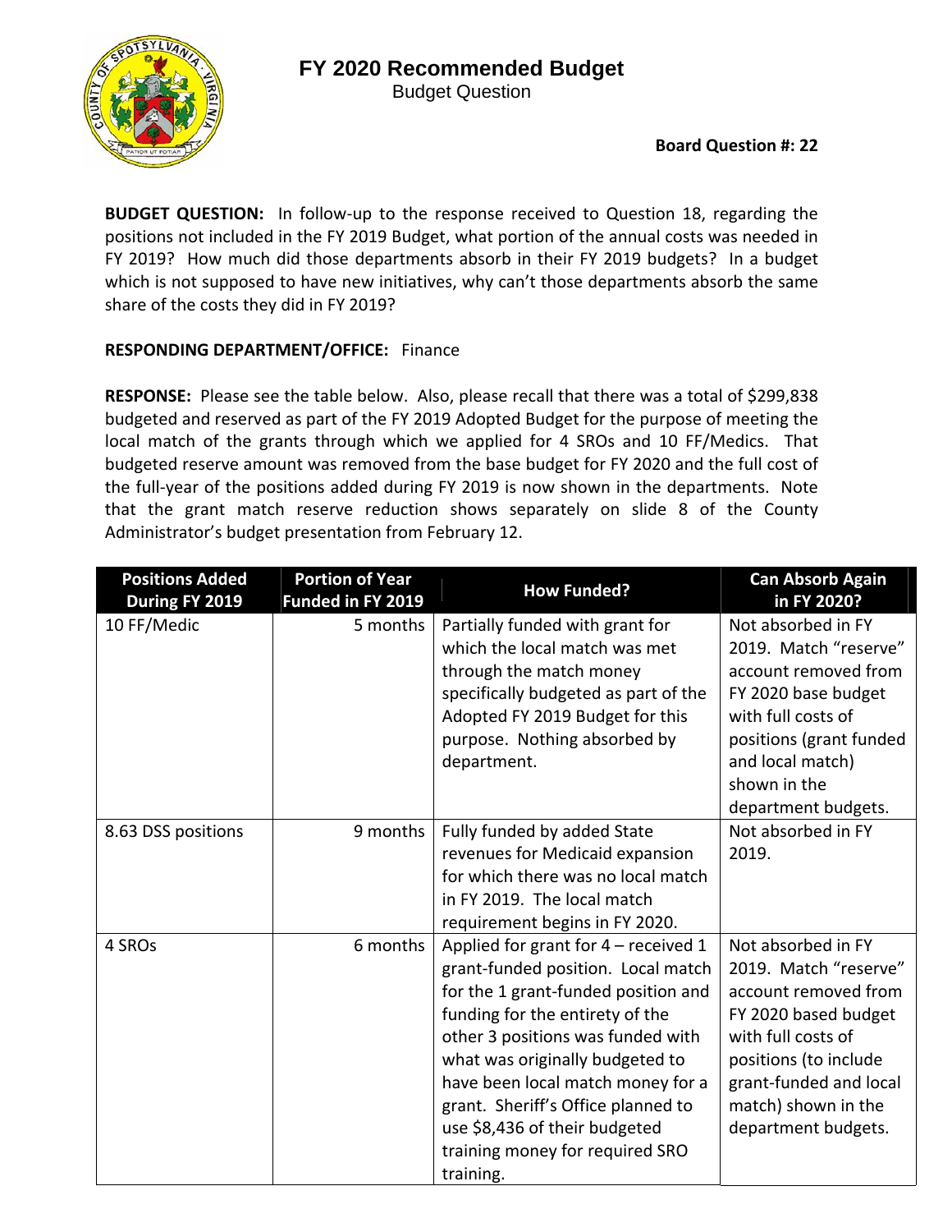# FY 2020 Recommended Budget

Budget Question

**Board Question #: 22**

**BUDGET QUESTION:** In follow-up to the response received to Question 18, regarding the positions not included in the FY 2019 Budget, what portion of the annual costs was needed in FY 2019? How much did those departments absorb in their FY 2019 budgets? In a budget which is not supposed to have new initiatives, why can't those departments absorb the same share of the costs they did in FY 2019?

**RESPONDING DEPARTMENT/OFFICE:** Finance

**RESPONSE:** Please see the table below. Also, please recall that there was a total of $299,838 budgeted and reserved as part of the FY 2019 Adopted Budget for the purpose of meeting the local match of the grants through which we applied for 4 SROs and 10 FF/Medics. That budgeted reserve amount was removed from the base budget for FY 2020 and the full cost of the full-year of the positions added during FY 2019 is now shown in the departments. Note that the grant match reserve reduction shows separately on slide 8 of the County Administrator's budget presentation from February 12.

| Positions Added During FY 2019 | Portion of Year Funded in FY 2019 | How Funded? | Can Absorb Again in FY 2020? |
|---|---|---|---|
| 10 FF/Medic | 5 months | Partially funded with grant for which the local match was met through the match money specifically budgeted as part of the Adopted FY 2019 Budget for this purpose. Nothing absorbed by department. | Not absorbed in FY 2019. Match "reserve" account removed from FY 2020 base budget with full costs of positions (grant funded and local match) shown in the department budgets. |
| 8.63 DSS positions | 9 months | Fully funded by added State revenues for Medicaid expansion for which there was no local match in FY 2019. The local match requirement begins in FY 2020. | Not absorbed in FY 2019. |
| 4 SROs | 6 months | Applied for grant for 4 – received 1 grant-funded position. Local match for the 1 grant-funded position and funding for the entirety of the other 3 positions was funded with what was originally budgeted to have been local match money for a grant. Sheriff's Office planned to use $8,436 of their budgeted training money for required SRO training. | Not absorbed in FY 2019. Match "reserve" account removed from FY 2020 based budget with full costs of positions (to include grant-funded and local match) shown in the department budgets. |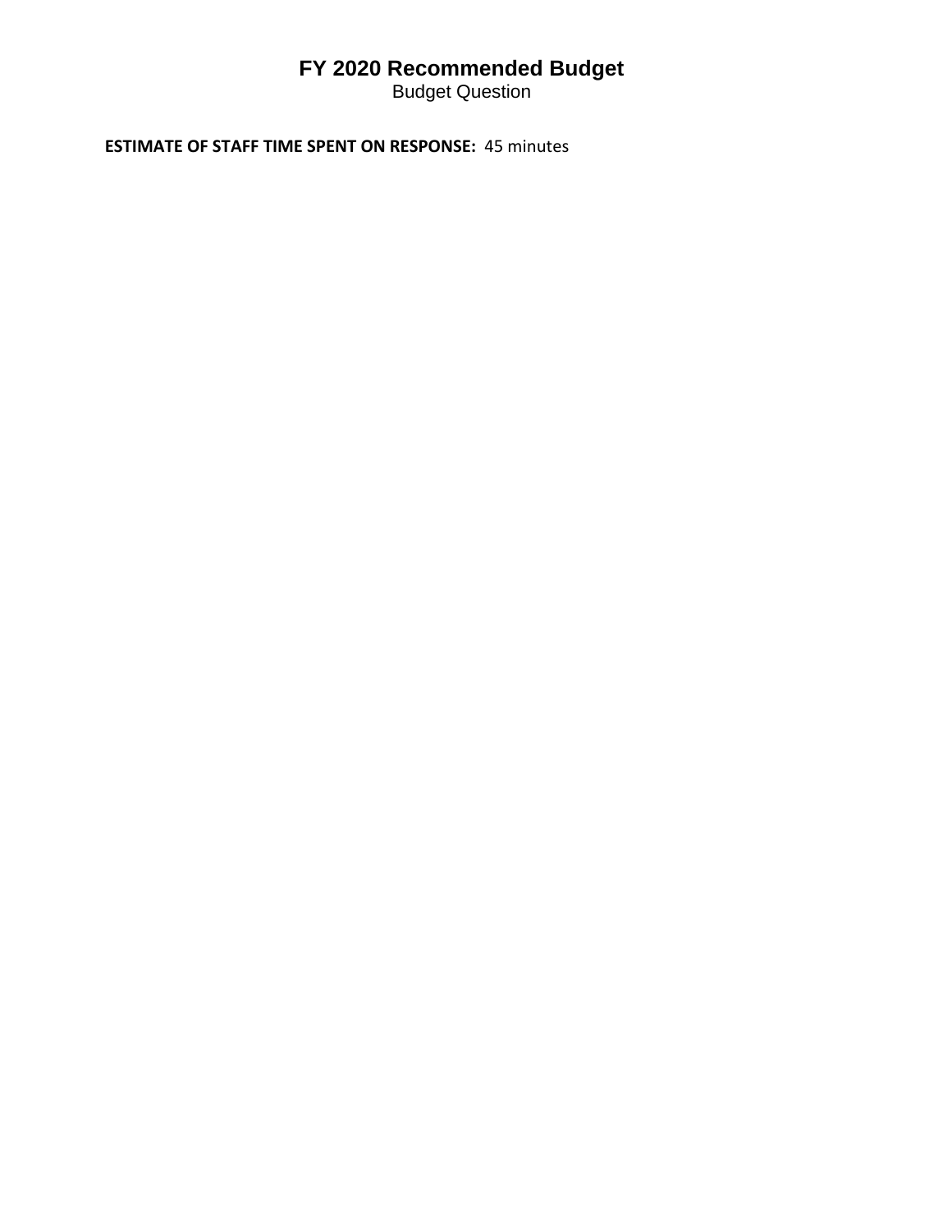# FY 2020 Recommended Budget

Budget Question

**ESTIMATE OF STAFF TIME SPENT ON RESPONSE:** 45 minutes